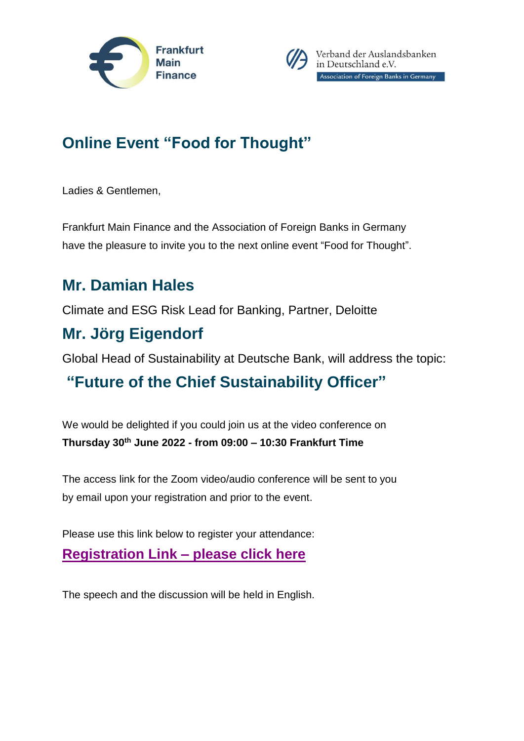Frankfurt Main Finance

Verband der Auslandsbanken in Deutschland e.V.
Association of Foreign Banks in Germany

# Online Event “Food for Thought”

Ladies & Gentlemen,

Frankfurt Main Finance and the Association of Foreign Banks in Germany have the pleasure to invite you to the next online event “Food for Thought”.

## Mr. Damian Hales

Climate and ESG Risk Lead for Banking, Partner, Deloitte

## Mr. Jörg Eigendorf

Global Head of Sustainability at Deutsche Bank, will address the topic:

## “Future of the Chief Sustainability Officer”

We would be delighted if you could join us at the video conference on
**Thursday 30th June 2022 - from 09:00 – 10:30 Frankfurt Time**

The access link for the Zoom video/audio conference will be sent to you by email upon your registration and prior to the event.

Please use this link below to register your attendance:

**Registration Link – please click here**

The speech and the discussion will be held in English.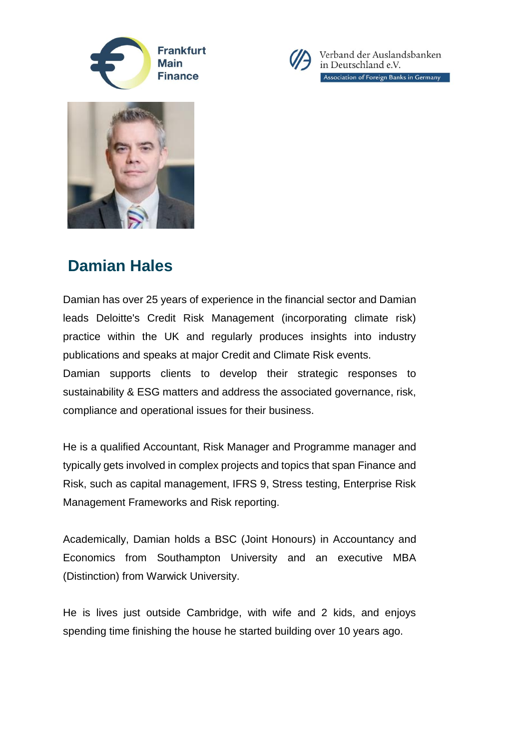Frankfurt Main Finance

Verband der Auslandsbanken in Deutschland e.V.
Association of Foreign Banks in Germany

# Damian Hales

Damian has over 25 years of experience in the financial sector and Damian leads Deloitte's Credit Risk Management (incorporating climate risk) practice within the UK and regularly produces insights into industry publications and speaks at major Credit and Climate Risk events.
Damian supports clients to develop their strategic responses to sustainability & ESG matters and address the associated governance, risk, compliance and operational issues for their business.

He is a qualified Accountant, Risk Manager and Programme manager and typically gets involved in complex projects and topics that span Finance and Risk, such as capital management, IFRS 9, Stress testing, Enterprise Risk Management Frameworks and Risk reporting.

Academically, Damian holds a BSC (Joint Honours) in Accountancy and Economics from Southampton University and an executive MBA (Distinction) from Warwick University.

He is lives just outside Cambridge, with wife and 2 kids, and enjoys spending time finishing the house he started building over 10 years ago.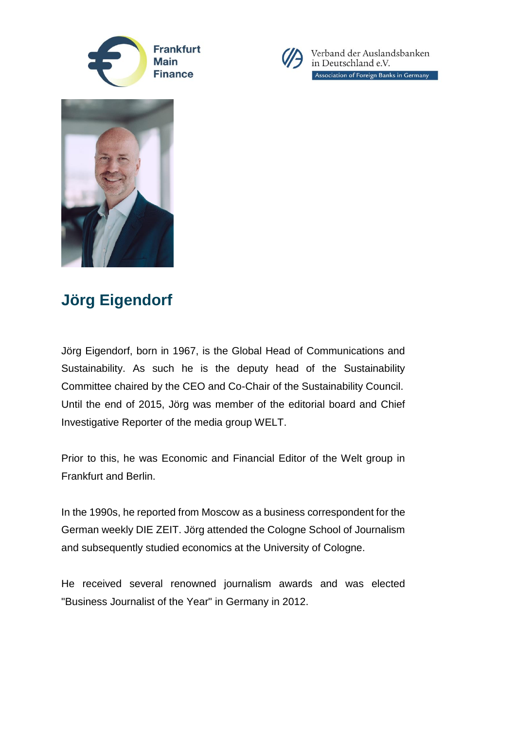Frankfurt Main Finance

Verband der Auslandsbanken in Deutschland e.V.
Association of Foreign Banks in Germany

## Jörg Eigendorf

Jörg Eigendorf, born in 1967, is the Global Head of Communications and Sustainability. As such he is the deputy head of the Sustainability Committee chaired by the CEO and Co-Chair of the Sustainability Council. Until the end of 2015, Jörg was member of the editorial board and Chief Investigative Reporter of the media group WELT.

Prior to this, he was Economic and Financial Editor of the Welt group in Frankfurt and Berlin.

In the 1990s, he reported from Moscow as a business correspondent for the German weekly DIE ZEIT. Jörg attended the Cologne School of Journalism and subsequently studied economics at the University of Cologne.

He received several renowned journalism awards and was elected "Business Journalist of the Year" in Germany in 2012.